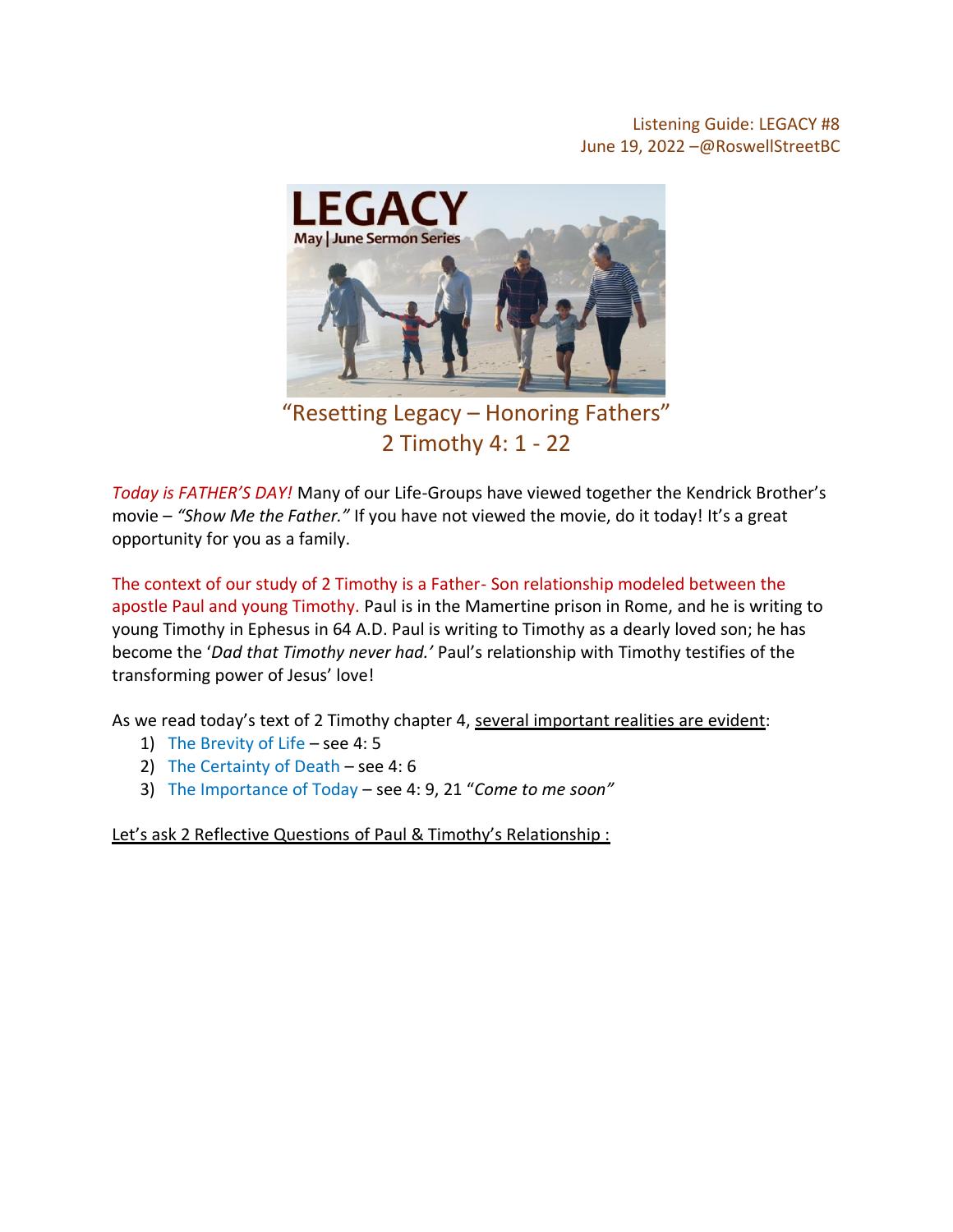Listening Guide: LEGACY #8
June 19, 2022 –@RoswellStreetBC

# "Resetting Legacy – Honoring Fathers"
## 2 Timothy 4: 1 - 22

*Today is FATHER'S DAY!* Many of our Life-Groups have viewed together the Kendrick Brother's movie – *"Show Me the Father."* If you have not viewed the movie, do it today! It's a great opportunity for you as a family.

The context of our study of 2 Timothy is a Father- Son relationship modeled between the apostle Paul and young Timothy. Paul is in the Mamertine prison in Rome, and he is writing to young Timothy in Ephesus in 64 A.D. Paul is writing to Timothy as a dearly loved son; he has become the '*Dad that Timothy never had.'* Paul's relationship with Timothy testifies of the transforming power of Jesus' love!

As we read today's text of 2 Timothy chapter 4, several important realities are evident:

1) The Brevity of Life – see 4: 5
2) The Certainty of Death – see 4: 6
3) The Importance of Today – see 4: 9, 21 "*Come to me soon"*

Let's ask 2 Reflective Questions of Paul & Timothy's Relationship :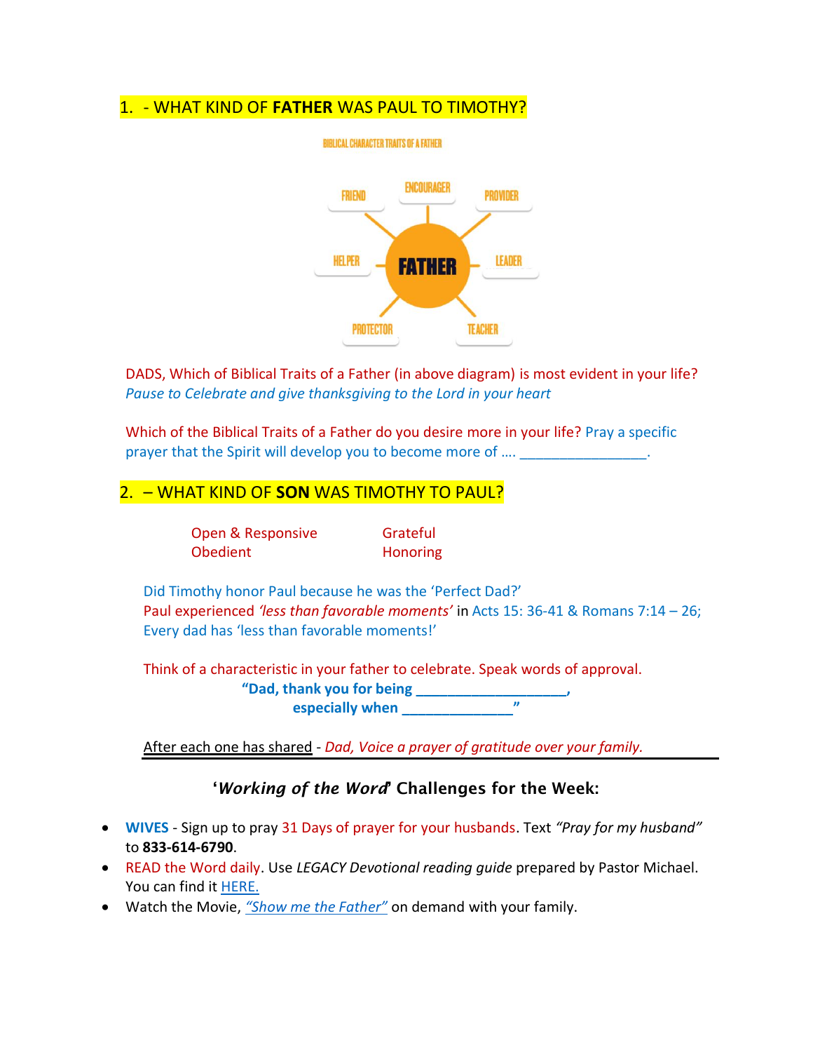## 1. - WHAT KIND OF **FATHER** WAS PAUL TO TIMOTHY?

BIBLICAL CHARACTER TRAITS OF A FATHER

FATHER

FRIEND

ENCOURAGER

PROVIDER

HELPER

LEADER

PROTECTOR

TEACHER

DADS, Which of Biblical Traits of a Father (in above diagram) is most evident in your life?
*Pause to Celebrate and give thanksgiving to the Lord in your heart*

Which of the Biblical Traits of a Father do you desire more in your life? Pray a specific prayer that the Spirit will develop you to become more of …. ________________.

## 2. – WHAT KIND OF **SON** WAS TIMOTHY TO PAUL?

Open & Responsive

Obedient

Grateful

Honoring

Did Timothy honor Paul because he was the 'Perfect Dad?'
Paul experienced *'less than favorable moments'* in Acts 15: 36-41 & Romans 7:14 – 26;
Every dad has 'less than favorable moments!'

Think of a characteristic in your father to celebrate. Speak words of approval.

**"Dad, thank you for being ___________________,**
**especially when ______________"**

After each one has shared - *Dad, Voice a prayer of gratitude over your family.*

---

### '*Working of the Word*' Challenges for the Week:

- **WIVES** - Sign up to pray 31 Days of prayer for your husbands. Text *"Pray for my husband"* to **833-614-6790**.
- READ the Word daily. Use *LEGACY Devotional reading guide* prepared by Pastor Michael. You can find it HERE.
- Watch the Movie, *"Show me the Father"* on demand with your family.